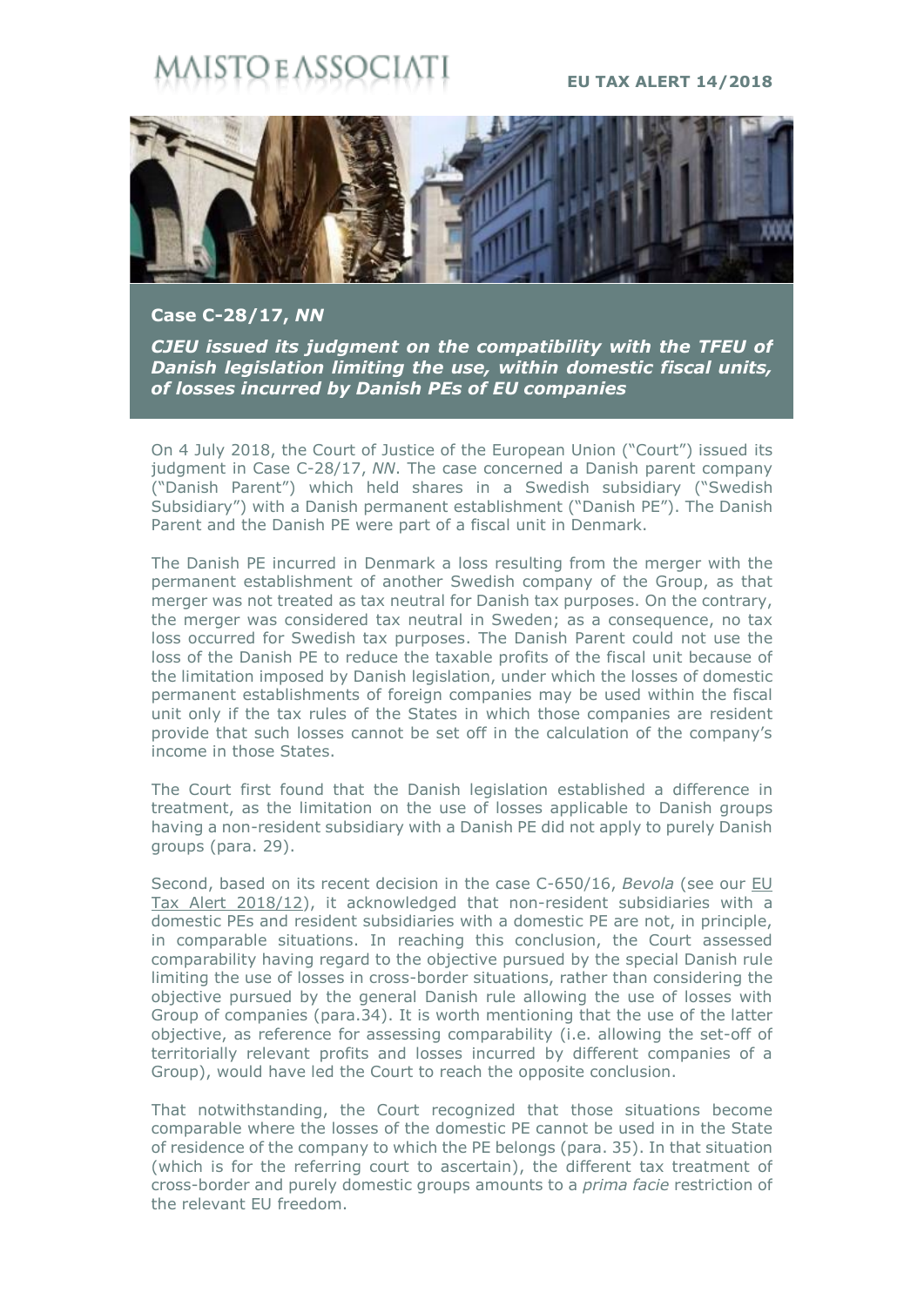MAISTO E ASSOCIATI

**EU TAX ALERT 14/2018**

## Case C-28/17, *NN*

***CJEU issued its judgment on the compatibility with the TFEU of Danish legislation limiting the use, within domestic fiscal units, of losses incurred by Danish PEs of EU companies***

On 4 July 2018, the Court of Justice of the European Union ("Court") issued its judgment in Case C-28/17, *NN*. The case concerned a Danish parent company ("Danish Parent") which held shares in a Swedish subsidiary ("Swedish Subsidiary") with a Danish permanent establishment ("Danish PE"). The Danish Parent and the Danish PE were part of a fiscal unit in Denmark.

The Danish PE incurred in Denmark a loss resulting from the merger with the permanent establishment of another Swedish company of the Group, as that merger was not treated as tax neutral for Danish tax purposes. On the contrary, the merger was considered tax neutral in Sweden; as a consequence, no tax loss occurred for Swedish tax purposes. The Danish Parent could not use the loss of the Danish PE to reduce the taxable profits of the fiscal unit because of the limitation imposed by Danish legislation, under which the losses of domestic permanent establishments of foreign companies may be used within the fiscal unit only if the tax rules of the States in which those companies are resident provide that such losses cannot be set off in the calculation of the company's income in those States.

The Court first found that the Danish legislation established a difference in treatment, as the limitation on the use of losses applicable to Danish groups having a non-resident subsidiary with a Danish PE did not apply to purely Danish groups (para. 29).

Second, based on its recent decision in the case C-650/16, *Bevola* (see our EU Tax Alert 2018/12), it acknowledged that non-resident subsidiaries with a domestic PEs and resident subsidiaries with a domestic PE are not, in principle, in comparable situations. In reaching this conclusion, the Court assessed comparability having regard to the objective pursued by the special Danish rule limiting the use of losses in cross-border situations, rather than considering the objective pursued by the general Danish rule allowing the use of losses with Group of companies (para.34). It is worth mentioning that the use of the latter objective, as reference for assessing comparability (i.e. allowing the set-off of territorially relevant profits and losses incurred by different companies of a Group), would have led the Court to reach the opposite conclusion.

That notwithstanding, the Court recognized that those situations become comparable where the losses of the domestic PE cannot be used in in the State of residence of the company to which the PE belongs (para. 35). In that situation (which is for the referring court to ascertain), the different tax treatment of cross-border and purely domestic groups amounts to a *prima facie* restriction of the relevant EU freedom.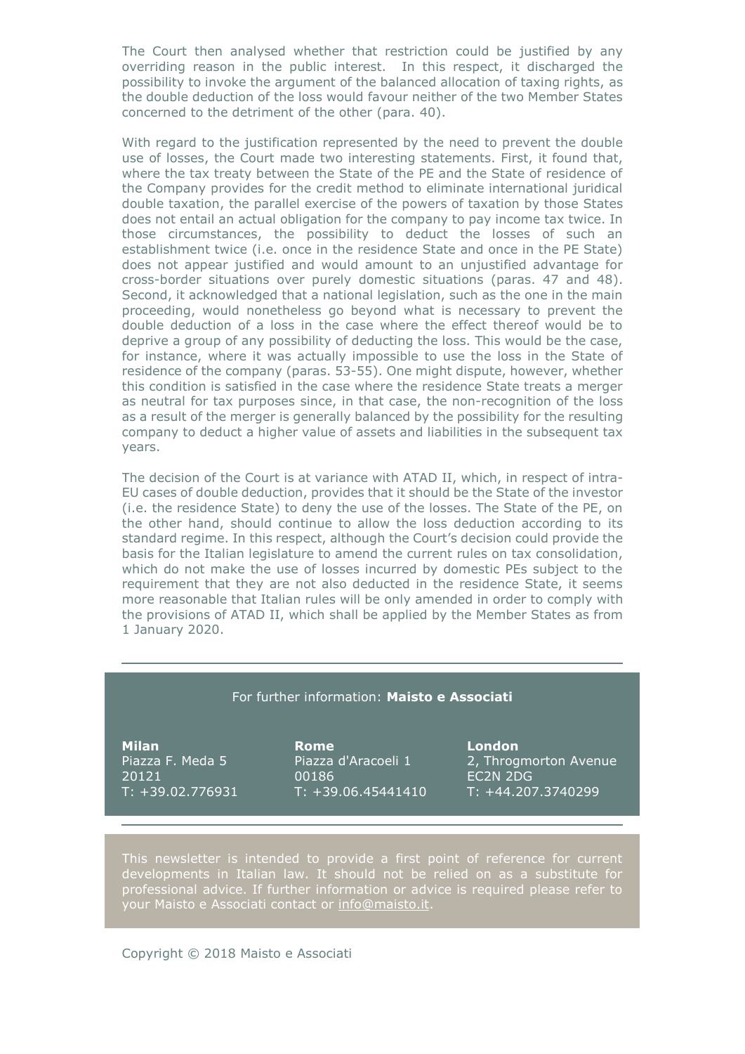The Court then analysed whether that restriction could be justified by any overriding reason in the public interest. In this respect, it discharged the possibility to invoke the argument of the balanced allocation of taxing rights, as the double deduction of the loss would favour neither of the two Member States concerned to the detriment of the other (para. 40).

With regard to the justification represented by the need to prevent the double use of losses, the Court made two interesting statements. First, it found that, where the tax treaty between the State of the PE and the State of residence of the Company provides for the credit method to eliminate international juridical double taxation, the parallel exercise of the powers of taxation by those States does not entail an actual obligation for the company to pay income tax twice. In those circumstances, the possibility to deduct the losses of such an establishment twice (i.e. once in the residence State and once in the PE State) does not appear justified and would amount to an unjustified advantage for cross-border situations over purely domestic situations (paras. 47 and 48). Second, it acknowledged that a national legislation, such as the one in the main proceeding, would nonetheless go beyond what is necessary to prevent the double deduction of a loss in the case where the effect thereof would be to deprive a group of any possibility of deducting the loss. This would be the case, for instance, where it was actually impossible to use the loss in the State of residence of the company (paras. 53-55). One might dispute, however, whether this condition is satisfied in the case where the residence State treats a merger as neutral for tax purposes since, in that case, the non-recognition of the loss as a result of the merger is generally balanced by the possibility for the resulting company to deduct a higher value of assets and liabilities in the subsequent tax years.

The decision of the Court is at variance with ATAD II, which, in respect of intra-EU cases of double deduction, provides that it should be the State of the investor (i.e. the residence State) to deny the use of the losses. The State of the PE, on the other hand, should continue to allow the loss deduction according to its standard regime. In this respect, although the Court's decision could provide the basis for the Italian legislature to amend the current rules on tax consolidation, which do not make the use of losses incurred by domestic PEs subject to the requirement that they are not also deducted in the residence State, it seems more reasonable that Italian rules will be only amended in order to comply with the provisions of ATAD II, which shall be applied by the Member States as from 1 January 2020.

---

For further information: **Maisto e Associati**

**Milan**
Piazza F. Meda 5
20121
T: +39.02.776931

**Rome**
Piazza d'Aracoeli 1
00186
T: +39.06.45441410

**London**
2, Throgmorton Avenue
EC2N 2DG
T: +44.207.3740299

---

This newsletter is intended to provide a first point of reference for current developments in Italian law. It should not be relied on as a substitute for professional advice. If further information or advice is required please refer to your Maisto e Associati contact or info@maisto.it.

Copyright © 2018 Maisto e Associati